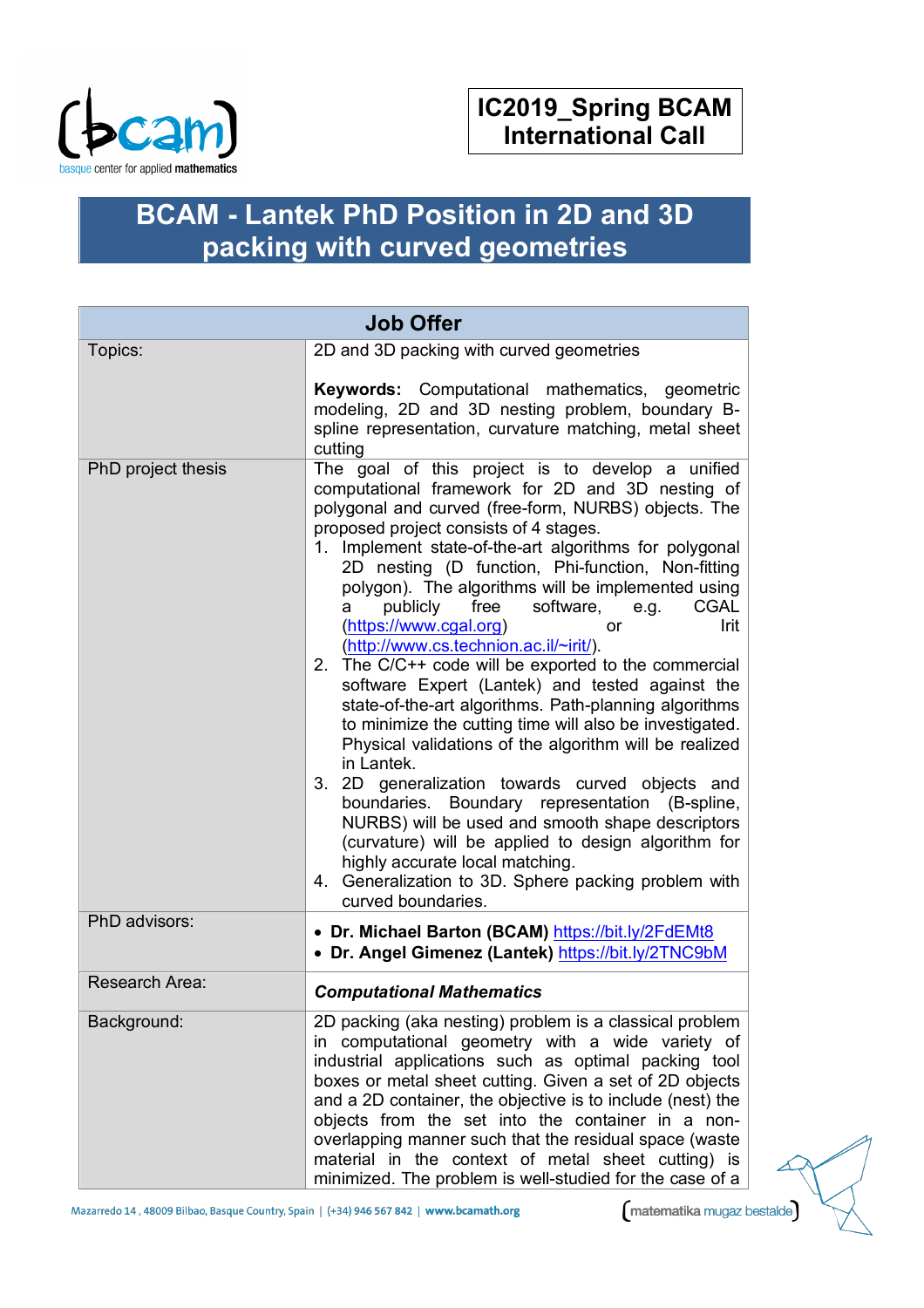**IC2019_Spring BCAM International Call**

# BCAM - Lantek PhD Position in 2D and 3D packing with curved geometries

| Job Offer | |
|---|---|
| Topics: | 2D and 3D packing with curved geometries<br><br>**Keywords:** Computational mathematics, geometric modeling, 2D and 3D nesting problem, boundary B-spline representation, curvature matching, metal sheet cutting |
| PhD project thesis | The goal of this project is to develop a unified computational framework for 2D and 3D nesting of polygonal and curved (free-form, NURBS) objects. The proposed project consists of 4 stages.<br>1. Implement state-of-the-art algorithms for polygonal 2D nesting (D function, Phi-function, Non-fitting polygon). The algorithms will be implemented using a publicly free software, e.g. CGAL (https://www.cgal.org) or Irit (http://www.cs.technion.ac.il/~irit/).<br>2. The C/C++ code will be exported to the commercial software Expert (Lantek) and tested against the state-of-the-art algorithms. Path-planning algorithms to minimize the cutting time will also be investigated. Physical validations of the algorithm will be realized in Lantek.<br>3. 2D generalization towards curved objects and boundaries. Boundary representation (B-spline, NURBS) will be used and smooth shape descriptors (curvature) will be applied to design algorithm for highly accurate local matching.<br>4. Generalization to 3D. Sphere packing problem with curved boundaries. |
| PhD advisors: | • **Dr. Michael Barton (BCAM)** https://bit.ly/2FdEMt8<br>• **Dr. Angel Gimenez (Lantek)** https://bit.ly/2TNC9bM |
| Research Area: | ***Computational Mathematics*** |
| Background: | 2D packing (aka nesting) problem is a classical problem in computational geometry with a wide variety of industrial applications such as optimal packing tool boxes or metal sheet cutting. Given a set of 2D objects and a 2D container, the objective is to include (nest) the objects from the set into the container in a non-overlapping manner such that the residual space (waste material in the context of metal sheet cutting) is minimized. The problem is well-studied for the case of a |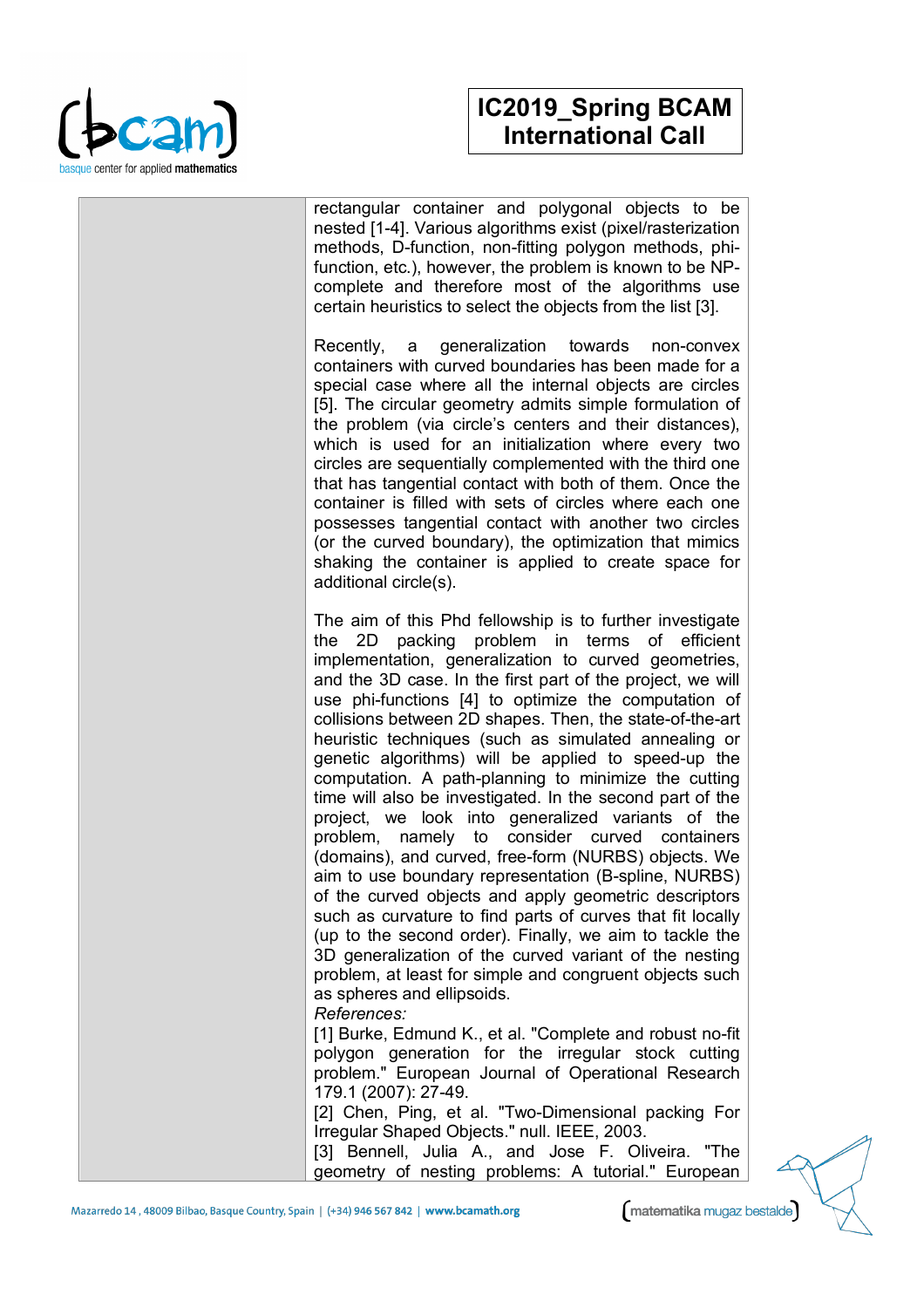rectangular container and polygonal objects to be nested [1-4]. Various algorithms exist (pixel/rasterization methods, D-function, non-fitting polygon methods, phi-function, etc.), however, the problem is known to be NP-complete and therefore most of the algorithms use certain heuristics to select the objects from the list [3].

Recently, a generalization towards non-convex containers with curved boundaries has been made for a special case where all the internal objects are circles [5]. The circular geometry admits simple formulation of the problem (via circle's centers and their distances), which is used for an initialization where every two circles are sequentially complemented with the third one that has tangential contact with both of them. Once the container is filled with sets of circles where each one possesses tangential contact with another two circles (or the curved boundary), the optimization that mimics shaking the container is applied to create space for additional circle(s).

The aim of this Phd fellowship is to further investigate the 2D packing problem in terms of efficient implementation, generalization to curved geometries, and the 3D case. In the first part of the project, we will use phi-functions [4] to optimize the computation of collisions between 2D shapes. Then, the state-of-the-art heuristic techniques (such as simulated annealing or genetic algorithms) will be applied to speed-up the computation. A path-planning to minimize the cutting time will also be investigated. In the second part of the project, we look into generalized variants of the problem, namely to consider curved containers (domains), and curved, free-form (NURBS) objects. We aim to use boundary representation (B-spline, NURBS) of the curved objects and apply geometric descriptors such as curvature to find parts of curves that fit locally (up to the second order). Finally, we aim to tackle the 3D generalization of the curved variant of the nesting problem, at least for simple and congruent objects such as spheres and ellipsoids.

*References:*

[1] Burke, Edmund K., et al. "Complete and robust no-fit polygon generation for the irregular stock cutting problem." European Journal of Operational Research 179.1 (2007): 27-49.

[2] Chen, Ping, et al. "Two-Dimensional packing For Irregular Shaped Objects." null. IEEE, 2003.

[3] Bennell, Julia A., and Jose F. Oliveira. "The geometry of nesting problems: A tutorial." European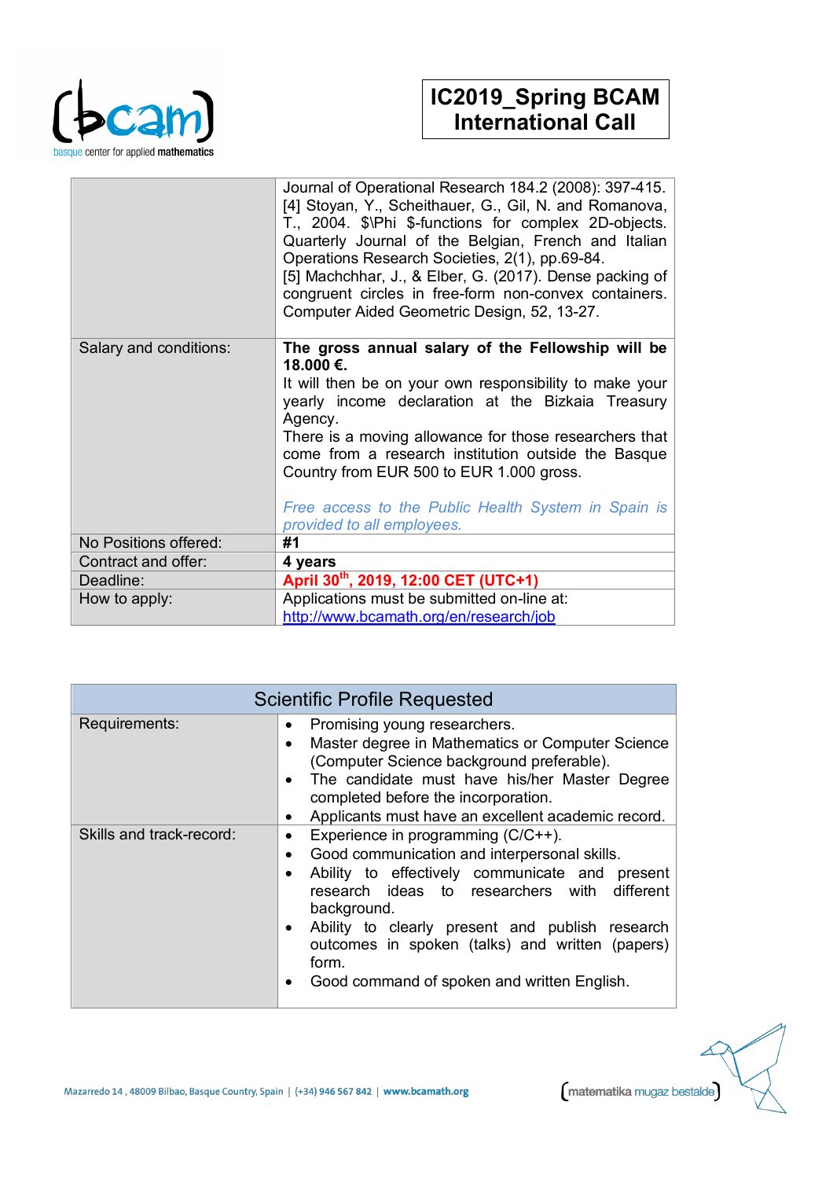| | |
|---|---|
| | Journal of Operational Research 184.2 (2008): 397-415.<br>[4] Stoyan, Y., Scheithauer, G., Gil, N. and Romanova, T., 2004. $\Phi$-functions for complex 2D-objects. Quarterly Journal of the Belgian, French and Italian Operations Research Societies, 2(1), pp.69-84.<br>[5] Machchhar, J., & Elber, G. (2017). Dense packing of congruent circles in free-form non-convex containers. Computer Aided Geometric Design, 52, 13-27. |
| Salary and conditions: | **The gross annual salary of the Fellowship will be 18.000 €.**<br>It will then be on your own responsibility to make your yearly income declaration at the Bizkaia Treasury Agency.<br>There is a moving allowance for those researchers that come from a research institution outside the Basque Country from EUR 500 to EUR 1.000 gross.<br><br>*Free access to the Public Health System in Spain is provided to all employees.* |
| No Positions offered: | **#1** |
| Contract and offer: | **4 years** |
| Deadline: | **April 30th, 2019, 12:00 CET (UTC+1)** |
| How to apply: | Applications must be submitted on-line at: http://www.bcamath.org/en/research/job |

| Scientific Profile Requested | |
|---|---|
| Requirements: | • Promising young researchers.<br>• Master degree in Mathematics or Computer Science (Computer Science background preferable).<br>• The candidate must have his/her Master Degree completed before the incorporation.<br>• Applicants must have an excellent academic record. |
| Skills and track-record: | • Experience in programming (C/C++).<br>• Good communication and interpersonal skills.<br>• Ability to effectively communicate and present research ideas to researchers with different background.<br>• Ability to clearly present and publish research outcomes in spoken (talks) and written (papers) form.<br>• Good command of spoken and written English. |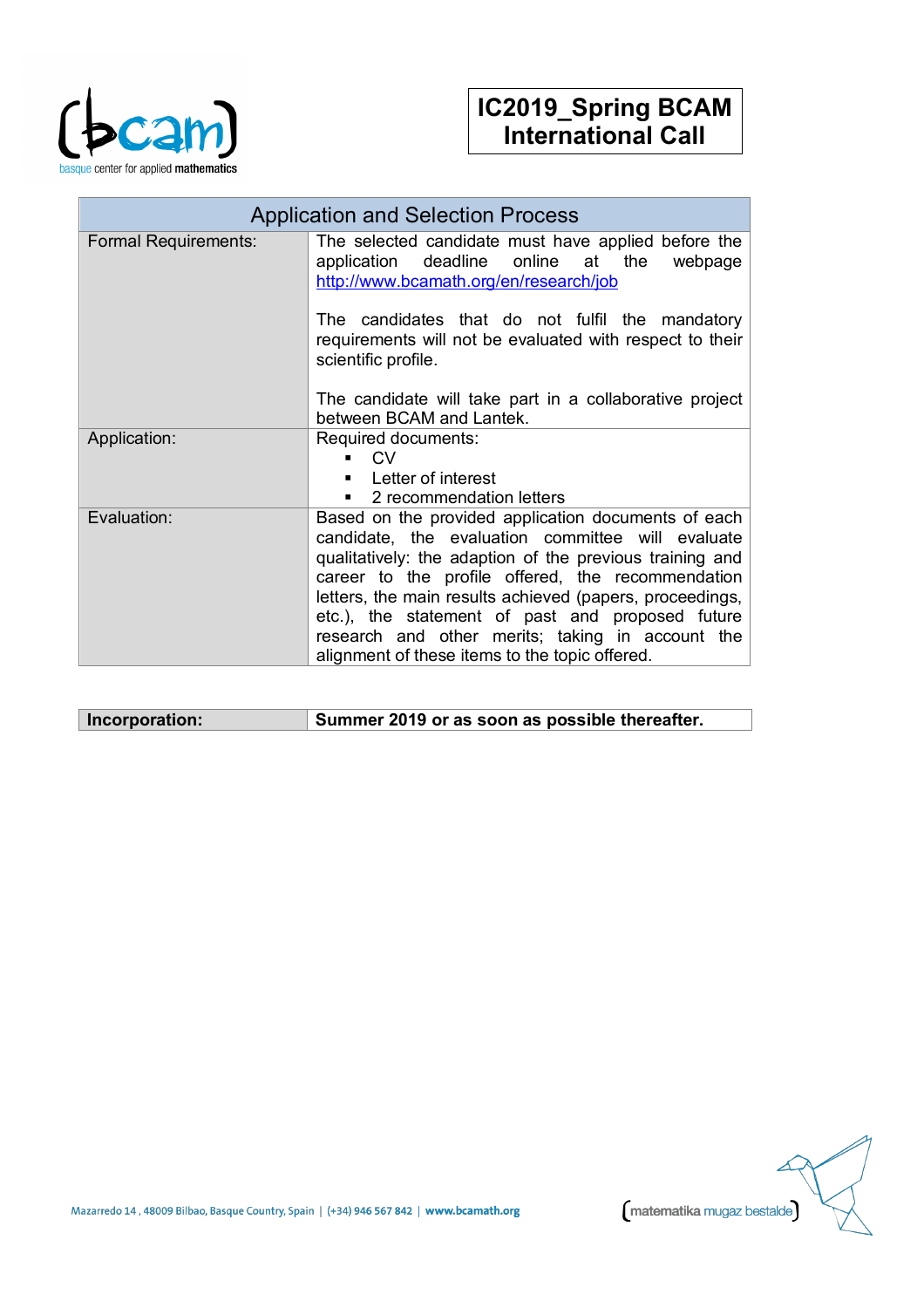# IC2019_Spring BCAM International Call

| Application and Selection Process | |
|---|---|
| Formal Requirements: | The selected candidate must have applied before the application deadline online at the webpage http://www.bcamath.org/en/research/job<br><br>The candidates that do not fulfil the mandatory requirements will not be evaluated with respect to their scientific profile.<br><br>The candidate will take part in a collaborative project between BCAM and Lantek. |
| Application: | Required documents:<br>▪ CV<br>▪ Letter of interest<br>▪ 2 recommendation letters |
| Evaluation: | Based on the provided application documents of each candidate, the evaluation committee will evaluate qualitatively: the adaption of the previous training and career to the profile offered, the recommendation letters, the main results achieved (papers, proceedings, etc.), the statement of past and proposed future research and other merits; taking in account the alignment of these items to the topic offered. |

| | |
|---|---|
| **Incorporation:** | **Summer 2019 or as soon as possible thereafter.** |